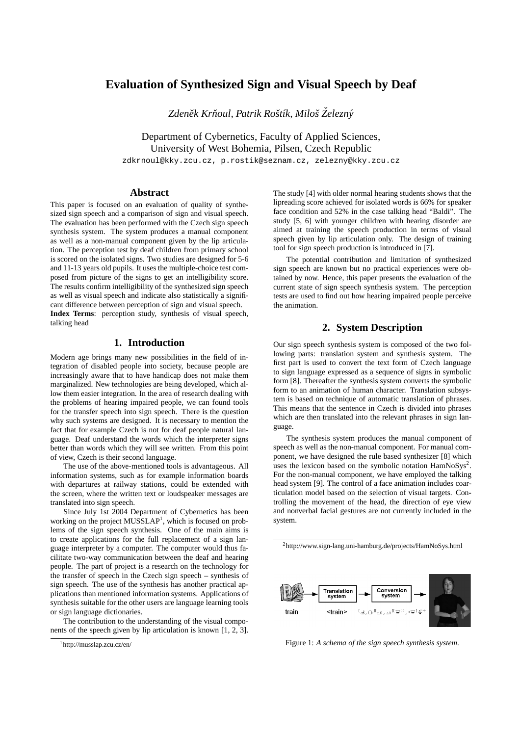# Evaluation of Synthesized Sign and Visual Speech by Deaf

*Zdeněk Krňoul, Patrik Roštík, Miloš Železný*

Department of Cybernetics, Faculty of Applied Sciences,
University of West Bohemia, Pilsen, Czech Republic
zdkrnoul@kky.zcu.cz, p.rostik@seznam.cz, zelezny@kky.zcu.cz

## Abstract

This paper is focused on an evaluation of quality of synthesized sign speech and a comparison of sign and visual speech. The evaluation has been performed with the Czech sign speech synthesis system. The system produces a manual component as well as a non-manual component given by the lip articulation. The perception test by deaf children from primary school is scored on the isolated signs. Two studies are designed for 5-6 and 11-13 years old pupils. It uses the multiple-choice test composed from picture of the signs to get an intelligibility score. The results confirm intelligibility of the synthesized sign speech as well as visual speech and indicate also statistically a significant difference between perception of sign and visual speech.

**Index Terms**: perception study, synthesis of visual speech, talking head

## 1. Introduction

Modern age brings many new possibilities in the field of integration of disabled people into society, because people are increasingly aware that to have handicap does not make them marginalized. New technologies are being developed, which allow them easier integration. In the area of research dealing with the problems of hearing impaired people, we can found tools for the transfer speech into sign speech. There is the question why such systems are designed. It is necessary to mention the fact that for example Czech is not for deaf people natural language. Deaf understand the words which the interpreter signs better than words which they will see written. From this point of view, Czech is their second language.

The use of the above-mentioned tools is advantageous. All information systems, such as for example information boards with departures at railway stations, could be extended with the screen, where the written text or loudspeaker messages are translated into sign speech.

Since July 1st 2004 Department of Cybernetics has been working on the project MUSSLAP[1], which is focused on problems of the sign speech synthesis. One of the main aims is to create applications for the full replacement of a sign language interpreter by a computer. The computer would thus facilitate two-way communication between the deaf and hearing people. The part of project is a research on the technology for the transfer of speech in the Czech sign speech – synthesis of sign speech. The use of the synthesis has another practical applications than mentioned information systems. Applications of synthesis suitable for the other users are language learning tools or sign language dictionaries.

The contribution to the understanding of the visual components of the speech given by lip articulation is known [1, 2, 3]. The study [4] with older normal hearing students shows that the lipreading score achieved for isolated words is 66% for speaker face condition and 52% in the case talking head "Baldi". The study [5, 6] with younger children with hearing disorder are aimed at training the speech production in terms of visual speech given by lip articulation only. The design of training tool for sign speech production is introduced in [7].

The potential contribution and limitation of synthesized sign speech are known but no practical experiences were obtained by now. Hence, this paper presents the evaluation of the current state of sign speech synthesis system. The perception tests are used to find out how hearing impaired people perceive the animation.

## 2. System Description

Our sign speech synthesis system is composed of the two following parts: translation system and synthesis system. The first part is used to convert the text form of Czech language to sign language expressed as a sequence of signs in symbolic form [8]. Thereafter the synthesis system converts the symbolic form to an animation of human character. Translation subsystem is based on technique of automatic translation of phrases. This means that the sentence in Czech is divided into phrases which are then translated into the relevant phrases in sign language.

The synthesis system produces the manual component of speech as well as the non-manual component. For manual component, we have designed the rule based synthesizer [8] which uses the lexicon based on the symbolic notation HamNoSys[2]. For the non-manual component, we have employed the talking head system [9]. The control of a face animation includes coarticulation model based on the selection of visual targets. Controlling the movement of the head, the direction of eye view and nonverbal facial gestures are not currently included in the system.

[1] http://musslap.zcu.cz/en/

[2] http://www.sign-lang.uni-hamburg.de/projects/HamNoSys.html

Figure 1: *A schema of the sign speech synthesis system.*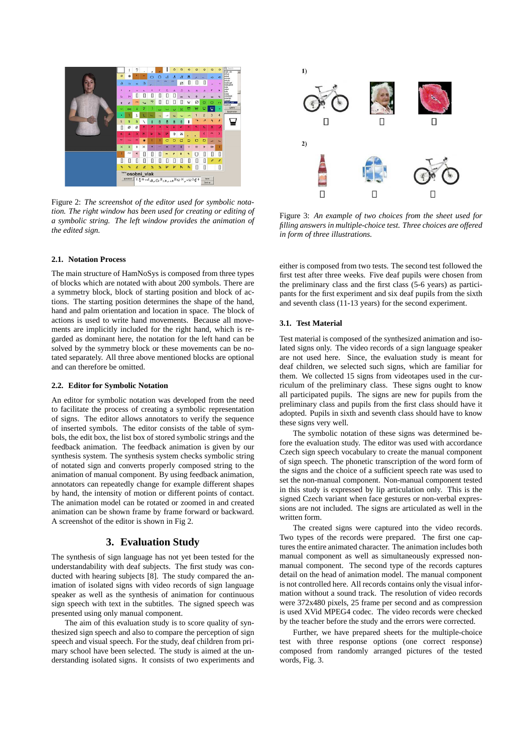Figure 2: *The screenshot of the editor used for symbolic notation. The right window has been used for creating or editing of a symbolic string. The left window provides the animation of the edited sign.*

### 2.1. Notation Process

The main structure of HamNoSys is composed from three types of blocks which are notated with about 200 symbols. There are a symmetry block, block of starting position and block of actions. The starting position determines the shape of the hand, hand and palm orientation and location in space. The block of actions is used to write hand movements. Because all movements are implicitly included for the right hand, which is regarded as dominant here, the notation for the left hand can be solved by the symmetry block or these movements can be notated separately. All three above mentioned blocks are optional and can therefore be omitted.

### 2.2. Editor for Symbolic Notation

An editor for symbolic notation was developed from the need to facilitate the process of creating a symbolic representation of signs. The editor allows annotators to verify the sequence of inserted symbols. The editor consists of the table of symbols, the edit box, the list box of stored symbolic strings and the feedback animation. The feedback animation is given by our synthesis system. The synthesis system checks symbolic string of notated sign and converts properly composed string to the animation of manual component. By using feedback animation, annotators can repeatedly change for example different shapes by hand, the intensity of motion or different points of contact. The animation model can be rotated or zoomed in and created animation can be shown frame by frame forward or backward. A screenshot of the editor is shown in Fig 2.

## 3. Evaluation Study

The synthesis of sign language has not yet been tested for the understandability with deaf subjects. The first study was conducted with hearing subjects [8]. The study compared the animation of isolated signs with video records of sign language speaker as well as the synthesis of animation for continuous sign speech with text in the subtitles. The signed speech was presented using only manual component.

The aim of this evaluation study is to score quality of synthesized sign speech and also to compare the perception of sign speech and visual speech. For the study, deaf children from primary school have been selected. The study is aimed at the understanding isolated signs. It consists of two experiments and either is composed from two tests. The second test followed the first test after three weeks. Five deaf pupils were chosen from the preliminary class and the first class (5-6 years) as participants for the first experiment and six deaf pupils from the sixth and seventh class (11-13 years) for the second experiment.

Figure 3: *An example of two choices from the sheet used for filling answers in multiple-choice test. Three choices are offered in form of three illustrations.*

### 3.1. Test Material

Test material is composed of the synthesized animation and isolated signs only. The video records of a sign language speaker are not used here. Since, the evaluation study is meant for deaf children, we selected such signs, which are familiar for them. We collected 15 signs from videotapes used in the curriculum of the preliminary class. These signs ought to know all participated pupils. The signs are new for pupils from the preliminary class and pupils from the first class should have it adopted. Pupils in sixth and seventh class should have to know these signs very well.

The symbolic notation of these signs was determined before the evaluation study. The editor was used with accordance Czech sign speech vocabulary to create the manual component of sign speech. The phonetic transcription of the word form of the signs and the choice of a sufficient speech rate was used to set the non-manual component. Non-manual component tested in this study is expressed by lip articulation only. This is the signed Czech variant when face gestures or non-verbal expressions are not included. The signs are articulated as well in the written form.

The created signs were captured into the video records. Two types of the records were prepared. The first one captures the entire animated character. The animation includes both manual component as well as simultaneously expressed non-manual component. The second type of the records captures detail on the head of animation model. The manual component is not controlled here. All records contains only the visual information without a sound track. The resolution of video records were 372x480 pixels, 25 frame per second and as compression is used XVid MPEG4 codec. The video records were checked by the teacher before the study and the errors were corrected.

Further, we have prepared sheets for the multiple-choice test with three response options (one correct response) composed from randomly arranged pictures of the tested words, Fig. 3.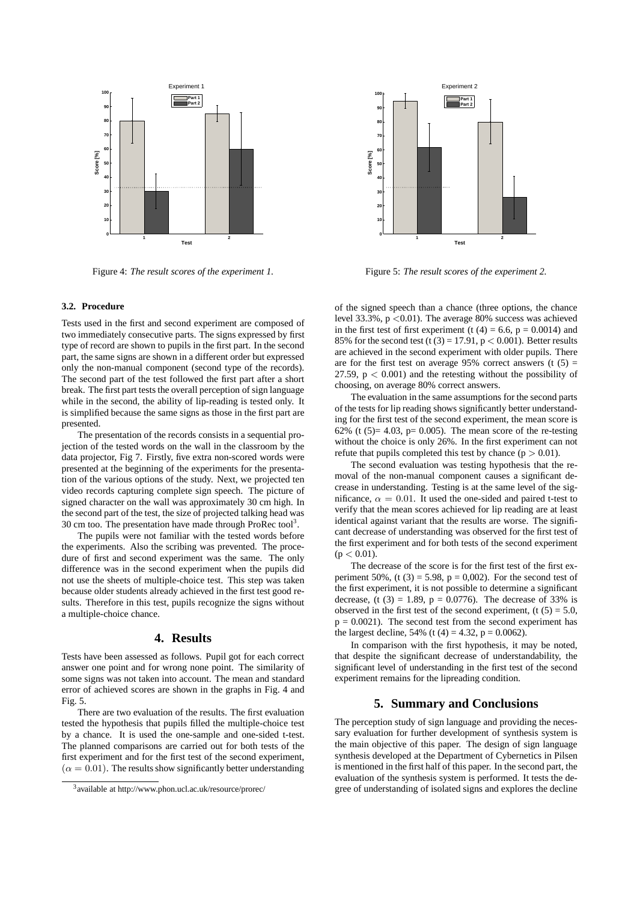Figure 4: *The result scores of the experiment 1.*

Figure 5: *The result scores of the experiment 2.*

### 3.2. Procedure

Tests used in the first and second experiment are composed of two immediately consecutive parts. The signs expressed by first type of record are shown to pupils in the first part. In the second part, the same signs are shown in a different order but expressed only the non-manual component (second type of the records). The second part of the test followed the first part after a short break. The first part tests the overall perception of sign language while in the second, the ability of lip-reading is tested only. It is simplified because the same signs as those in the first part are presented.

The presentation of the records consists in a sequential projection of the tested words on the wall in the classroom by the data projector, Fig 7. Firstly, five extra non-scored words were presented at the beginning of the experiments for the presentation of the various options of the study. Next, we projected ten video records capturing complete sign speech. The picture of signed character on the wall was approximately 30 cm high. In the second part of the test, the size of projected talking head was 30 cm too. The presentation have made through ProRec tool[3].

The pupils were not familiar with the tested words before the experiments. Also the scribing was prevented. The procedure of first and second experiment was the same. The only difference was in the second experiment when the pupils did not use the sheets of multiple-choice test. This step was taken because older students already achieved in the first test good results. Therefore in this test, pupils recognize the signs without a multiple-choice chance.

## 4. Results

Tests have been assessed as follows. Pupil got for each correct answer one point and for wrong none point. The similarity of some signs was not taken into account. The mean and standard error of achieved scores are shown in the graphs in Fig. 4 and Fig. 5.

There are two evaluation of the results. The first evaluation tested the hypothesis that pupils filled the multiple-choice test by a chance. It is used the one-sample and one-sided t-test. The planned comparisons are carried out for both tests of the first experiment and for the first test of the second experiment, ($\alpha = 0.01$). The results show significantly better understanding of the signed speech than a chance (three options, the chance level 33.3%, $p < 0.01$). The average 80% success was achieved in the first test of first experiment ($t(4) = 6.6$, $p = 0.0014$) and 85% for the second test ($t(3) = 17.91$, $p < 0.001$). Better results are achieved in the second experiment with older pupils. There are for the first test on average 95% correct answers ($t(5) = 27.59$, $p < 0.001$) and the retesting without the possibility of choosing, on average 80% correct answers.

The evaluation in the same assumptions for the second parts of the tests for lip reading shows significantly better understanding for the first test of the second experiment, the mean score is 62% ($t(5) = 4.03$, $p = 0.005$). The mean score of the re-testing without the choice is only 26%. In the first experiment can not refute that pupils completed this test by chance ($p > 0.01$).

The second evaluation was testing hypothesis that the removal of the non-manual component causes a significant decrease in understanding. Testing is at the same level of the significance, $\alpha = 0.01$. It used the one-sided and paired t-test to verify that the mean scores achieved for lip reading are at least identical against variant that the results are worse. The significant decrease of understanding was observed for the first test of the first experiment and for both tests of the second experiment ($p < 0.01$).

The decrease of the score is for the first test of the first experiment 50%, ($t(3) = 5.98$, $p = 0{,}002$). For the second test of the first experiment, it is not possible to determine a significant decrease, ($t(3) = 1.89$, $p = 0.0776$). The decrease of 33% is observed in the first test of the second experiment, ($t(5) = 5.0$, $p = 0.0021$). The second test from the second experiment has the largest decline, 54% ($t(4) = 4.32$, $p = 0.0062$).

In comparison with the first hypothesis, it may be noted, that despite the significant decrease of understandability, the significant level of understanding in the first test of the second experiment remains for the lipreading condition.

## 5. Summary and Conclusions

The perception study of sign language and providing the necessary evaluation for further development of synthesis system is the main objective of this paper. The design of sign language synthesis developed at the Department of Cybernetics in Pilsen is mentioned in the first half of this paper. In the second part, the evaluation of the synthesis system is performed. It tests the degree of understanding of isolated signs and explores the decline

[3] available at http://www.phon.ucl.ac.uk/resource/prorec/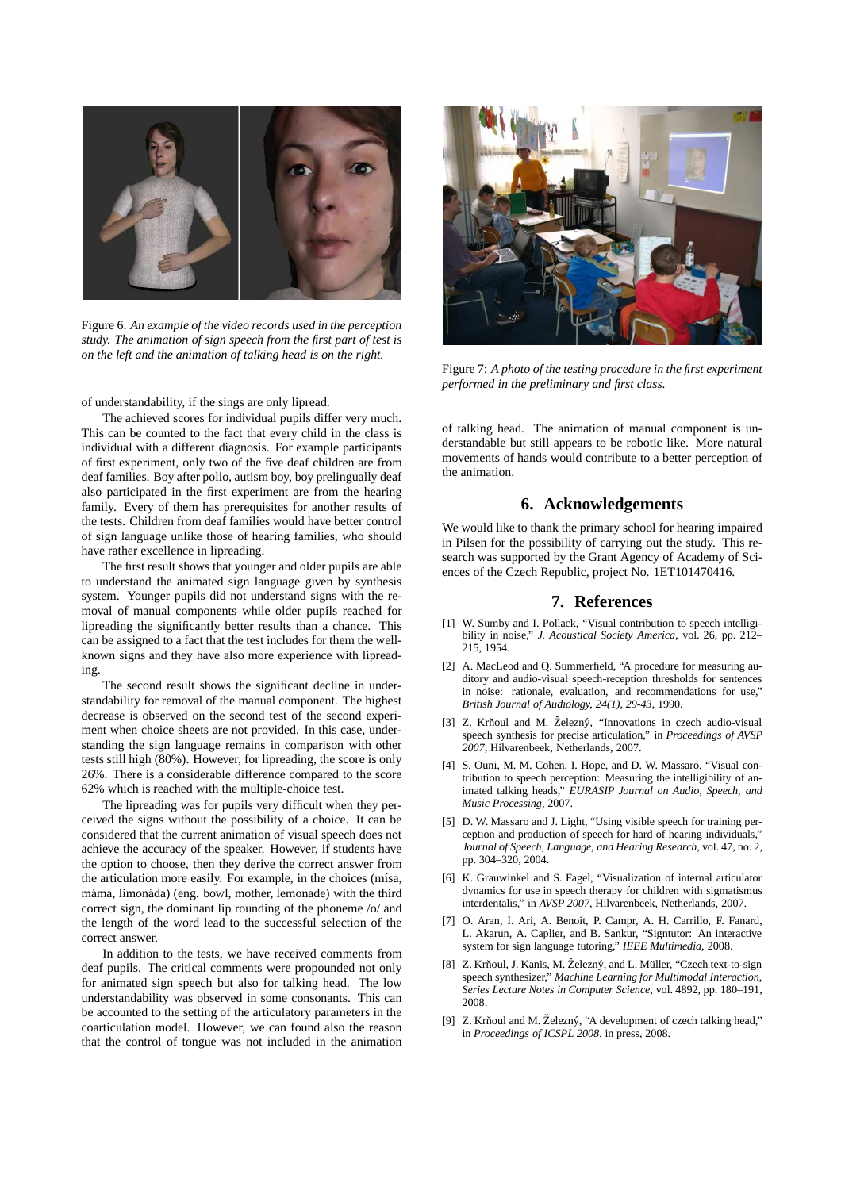Figure 6: *An example of the video records used in the perception study. The animation of sign speech from the first part of test is on the left and the animation of talking head is on the right.*

of understandability, if the sings are only lipread.

The achieved scores for individual pupils differ very much. This can be counted to the fact that every child in the class is individual with a different diagnosis. For example participants of first experiment, only two of the five deaf children are from deaf families. Boy after polio, autism boy, boy prelingually deaf also participated in the first experiment are from the hearing family. Every of them has prerequisites for another results of the tests. Children from deaf families would have better control of sign language unlike those of hearing families, who should have rather excellence in lipreading.

The first result shows that younger and older pupils are able to understand the animated sign language given by synthesis system. Younger pupils did not understand signs with the removal of manual components while older pupils reached for lipreading the significantly better results than a chance. This can be assigned to a fact that the test includes for them the well-known signs and they have also more experience with lipreading.

The second result shows the significant decline in understandability for removal of the manual component. The highest decrease is observed on the second test of the second experiment when choice sheets are not provided. In this case, understanding the sign language remains in comparison with other tests still high (80%). However, for lipreading, the score is only 26%. There is a considerable difference compared to the score 62% which is reached with the multiple-choice test.

The lipreading was for pupils very difficult when they perceived the signs without the possibility of a choice. It can be considered that the current animation of visual speech does not achieve the accuracy of the speaker. However, if students have the option to choose, then they derive the correct answer from the articulation more easily. For example, in the choices (mísa, máma, limonáda) (eng. bowl, mother, lemonade) with the third correct sign, the dominant lip rounding of the phoneme /o/ and the length of the word lead to the successful selection of the correct answer.

In addition to the tests, we have received comments from deaf pupils. The critical comments were propounded not only for animated sign speech but also for talking head. The low understandability was observed in some consonants. This can be accounted to the setting of the articulatory parameters in the coarticulation model. However, we can found also the reason that the control of tongue was not included in the animation of talking head. The animation of manual component is understandable but still appears to be robotic like. More natural movements of hands would contribute to a better perception of the animation.

Figure 7: *A photo of the testing procedure in the first experiment performed in the preliminary and first class.*

## 6. Acknowledgements

We would like to thank the primary school for hearing impaired in Pilsen for the possibility of carrying out the study. This research was supported by the Grant Agency of Academy of Sciences of the Czech Republic, project No. 1ET101470416.

## 7. References

[1] W. Sumby and I. Pollack, "Visual contribution to speech intelligibility in noise," *J. Acoustical Society America*, vol. 26, pp. 212–215, 1954.

[2] A. MacLeod and Q. Summerfield, "A procedure for measuring auditory and audio-visual speech-reception thresholds for sentences in noise: rationale, evaluation, and recommendations for use," *British Journal of Audiology, 24(1), 29-43*, 1990.

[3] Z. Krňoul and M. Železný, "Innovations in czech audio-visual speech synthesis for precise articulation," in *Proceedings of AVSP 2007*, Hilvarenbeek, Netherlands, 2007.

[4] S. Ouni, M. M. Cohen, I. Hope, and D. W. Massaro, "Visual contribution to speech perception: Measuring the intelligibility of animated talking heads," *EURASIP Journal on Audio, Speech, and Music Processing*, 2007.

[5] D. W. Massaro and J. Light, "Using visible speech for training perception and production of speech for hard of hearing individuals," *Journal of Speech, Language, and Hearing Research*, vol. 47, no. 2, pp. 304–320, 2004.

[6] K. Grauwinkel and S. Fagel, "Visualization of internal articulator dynamics for use in speech therapy for children with sigmatismus interdentalis," in *AVSP 2007*, Hilvarenbeek, Netherlands, 2007.

[7] O. Aran, I. Ari, A. Benoit, P. Campr, A. H. Carrillo, F. Fanard, L. Akarun, A. Caplier, and B. Sankur, "Signtutor: An interactive system for sign language tutoring," *IEEE Multimedia*, 2008.

[8] Z. Krňoul, J. Kanis, M. Železný, and L. Müller, "Czech text-to-sign speech synthesizer," *Machine Learning for Multimodal Interaction, Series Lecture Notes in Computer Science*, vol. 4892, pp. 180–191, 2008.

[9] Z. Krňoul and M. Železný, "A development of czech talking head," in *Proceedings of ICSPL 2008*, in press, 2008.